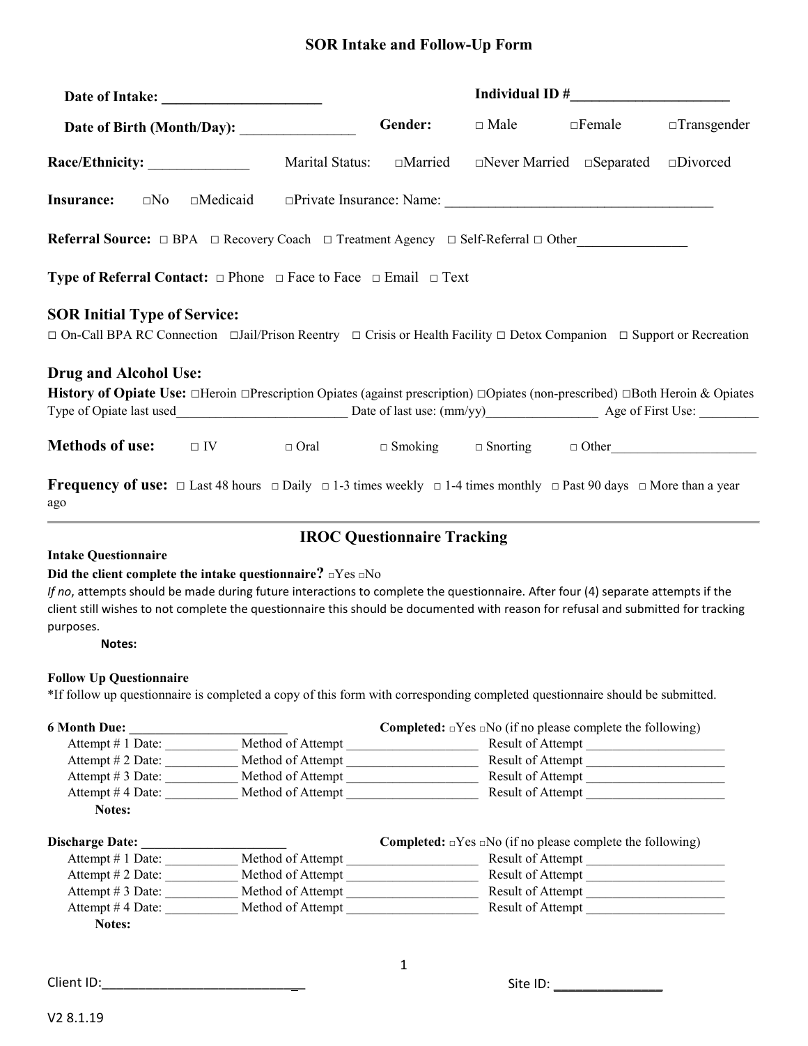# SOR Intake and Follow-Up Form

**Date of Intake:** ______________________ **Individual ID #**______________________

**Date of Birth (Month/Day):** _______________ **Gender:** □ Male □Female □Transgender

**Race/Ethnicity:** ______________ Marital Status: □Married □Never Married □Separated □Divorced

**Insurance:** □No □Medicaid □Private Insurance: Name: ____________________________________

**Referral Source:** □ BPA □ Recovery Coach □ Treatment Agency □ Self-Referral □ Other________________

**Type of Referral Contact:** □ Phone □ Face to Face □ Email □ Text

## SOR Initial Type of Service:

□ On-Call BPA RC Connection □Jail/Prison Reentry □ Crisis or Health Facility □ Detox Companion □ Support or Recreation

## Drug and Alcohol Use:

**History of Opiate Use:** □Heroin □Prescription Opiates (against prescription) □Opiates (non-prescribed) □Both Heroin & Opiates

Type of Opiate last used_________________________ Date of last use: (mm/yy)________________ Age of First Use: _________

**Methods of use:** □ IV □ Oral □ Smoking □ Snorting □ Other_____________________

**Frequency of use:** □ Last 48 hours □ Daily □ 1-3 times weekly □ 1-4 times monthly □ Past 90 days □ More than a year ago

---

## IROC Questionnaire Tracking

**Intake Questionnaire**

**Did the client complete the intake questionnaire?** □Yes □No

*If no*, attempts should be made during future interactions to complete the questionnaire. After four (4) separate attempts if the client still wishes to not complete the questionnaire this should be documented with reason for refusal and submitted for tracking purposes.

**Notes:**

**Follow Up Questionnaire**

*If follow up questionnaire is completed a copy of this form with corresponding completed questionnaire should be submitted.

**6 Month Due:** _______________________ **Completed:** □Yes □No (if no please complete the following)

Attempt # 1 Date: __________ Method of Attempt ___________________ Result of Attempt ____________________

Attempt # 2 Date: __________ Method of Attempt ___________________ Result of Attempt ____________________

Attempt # 3 Date: __________ Method of Attempt ___________________ Result of Attempt ____________________

Attempt # 4 Date: __________ Method of Attempt ___________________ Result of Attempt ____________________

**Notes:**

**Discharge Date:** _____________________ **Completed:** □Yes □No (if no please complete the following)

Attempt # 1 Date: __________ Method of Attempt ___________________ Result of Attempt ____________________

Attempt # 2 Date: __________ Method of Attempt ___________________ Result of Attempt ____________________

Attempt # 3 Date: __________ Method of Attempt ___________________ Result of Attempt ____________________

Attempt # 4 Date: __________ Method of Attempt ___________________ Result of Attempt ____________________

**Notes:**

Client ID:____________________________ Site ID: _______________

V2 8.1.19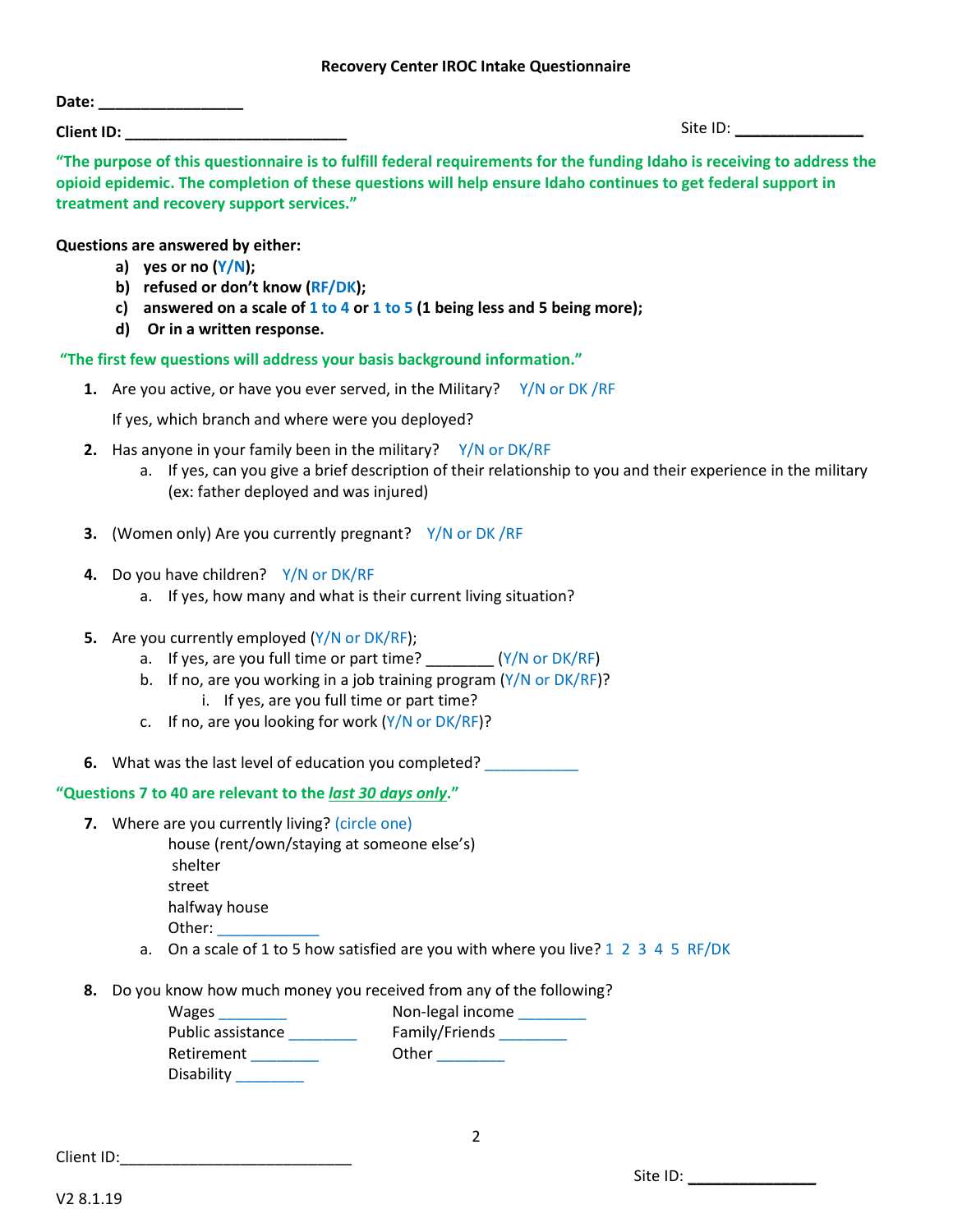**Recovery Center IROC Intake Questionnaire**

**Date: _________________**

**Client ID: __________________________** Site ID: _______________

**"The purpose of this questionnaire is to fulfill federal requirements for the funding Idaho is receiving to address the opioid epidemic. The completion of these questions will help ensure Idaho continues to get federal support in treatment and recovery support services."**

**Questions are answered by either:**

- **a) yes or no (Y/N);**
- **b) refused or don't know (RF/DK);**
- **c) answered on a scale of 1 to 4 or 1 to 5 (1 being less and 5 being more);**
- **d) Or in a written response.**

**"The first few questions will address your basis background information."**

1. Are you active, or have you ever served, in the Military? Y/N or DK /RF

   If yes, which branch and where were you deployed?

2. Has anyone in your family been in the military? Y/N or DK/RF
   - a. If yes, can you give a brief description of their relationship to you and their experience in the military (ex: father deployed and was injured)

3. (Women only) Are you currently pregnant? Y/N or DK /RF

4. Do you have children? Y/N or DK/RF
   - a. If yes, how many and what is their current living situation?

5. Are you currently employed (Y/N or DK/RF);
   - a. If yes, are you full time or part time? ________ (Y/N or DK/RF)
   - b. If no, are you working in a job training program (Y/N or DK/RF)?
     - i. If yes, are you full time or part time?
   - c. If no, are you looking for work (Y/N or DK/RF)?

6. What was the last level of education you completed? ___________

**"Questions 7 to 40 are relevant to the *last 30 days only*."**

7. Where are you currently living? (circle one)

   house (rent/own/staying at someone else's)
   shelter
   street
   halfway house
   Other: ____________

   - a. On a scale of 1 to 5 how satisfied are you with where you live? 1 2 3 4 5 RF/DK

8. Do you know how much money you received from any of the following?

   Wages ________
   Public assistance ________
   Retirement ________
   Disability ________
   Non-legal income ________
   Family/Friends ________
   Other ________

V2 8.1.19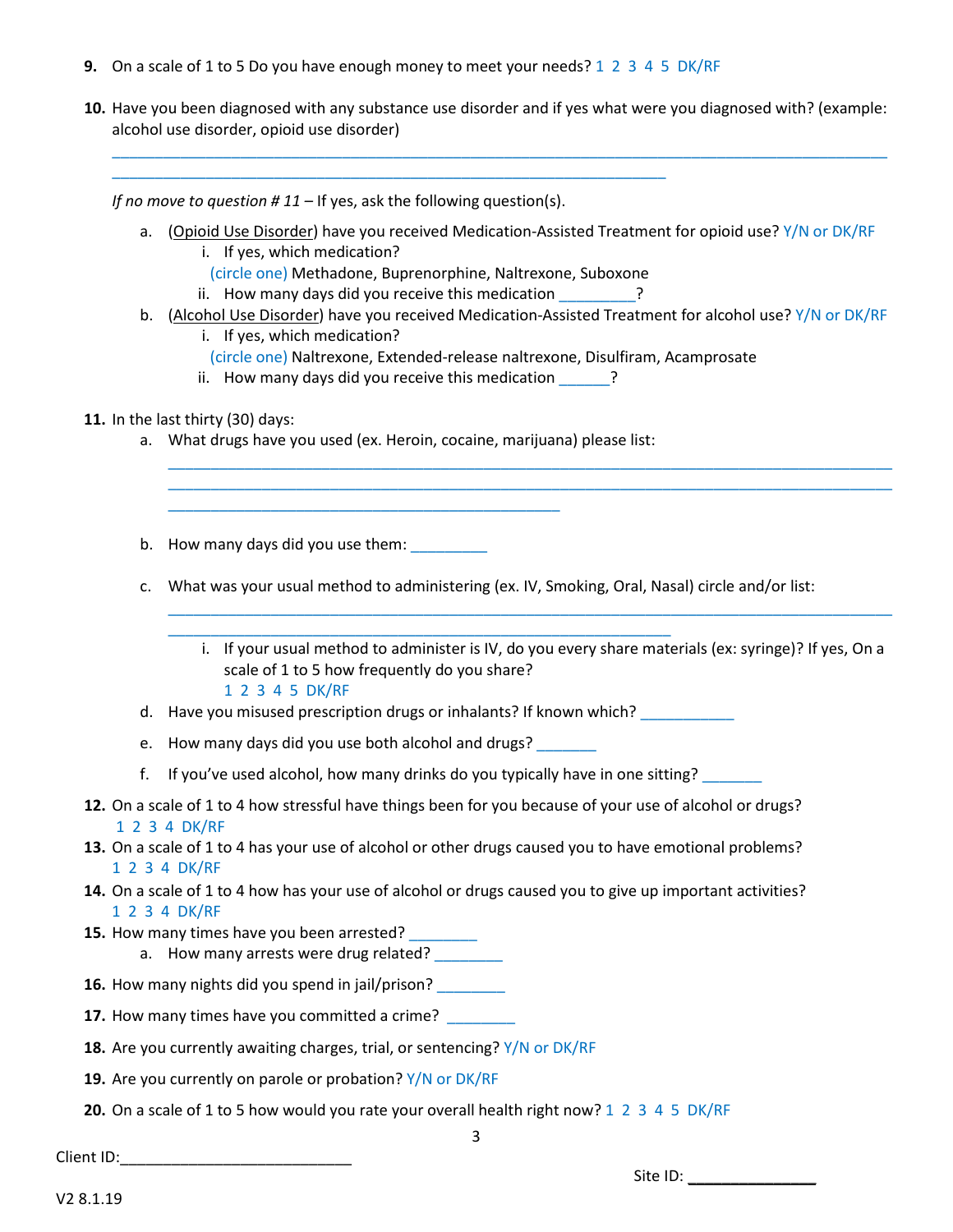9. On a scale of 1 to 5 Do you have enough money to meet your needs? 1 2 3 4 5 DK/RF

10. Have you been diagnosed with any substance use disorder and if yes what were you diagnosed with? (example: alcohol use disorder, opioid use disorder)

    ___________________________________________________________________________________________
    _________________________________________________________________

    *If no move to question # 11* – If yes, ask the following question(s).

    a. (<u>Opioid Use Disorder</u>) have you received Medication-Assisted Treatment for opioid use? Y/N or DK/RF
        i. If yes, which medication?
           (circle one) Methadone, Buprenorphine, Naltrexone, Suboxone
        ii. How many days did you receive this medication _________?
    b. (<u>Alcohol Use Disorder</u>) have you received Medication-Assisted Treatment for alcohol use? Y/N or DK/RF
        i. If yes, which medication?
           (circle one) Naltrexone, Extended-release naltrexone, Disulfiram, Acamprosate
        ii. How many days did you receive this medication ______?

11. In the last thirty (30) days:
    a. What drugs have you used (ex. Heroin, cocaine, marijuana) please list:

       ____________________________________________________________________________________
       ____________________________________________________________________________________
       ______________________________________________

    b. How many days did you use them: _________

    c. What was your usual method to administering (ex. IV, Smoking, Oral, Nasal) circle and/or list:

       ____________________________________________________________________________________
       ___________________________________________________________
        i. If your usual method to administer is IV, do you every share materials (ex: syringe)? If yes, On a scale of 1 to 5 how frequently do you share?
           1 2 3 4 5 DK/RF
    d. Have you misused prescription drugs or inhalants? If known which? ___________

    e. How many days did you use both alcohol and drugs? _______

    f. If you've used alcohol, how many drinks do you typically have in one sitting? _______

12. On a scale of 1 to 4 how stressful have things been for you because of your use of alcohol or drugs?
    1 2 3 4 DK/RF
13. On a scale of 1 to 4 has your use of alcohol or other drugs caused you to have emotional problems?
    1 2 3 4 DK/RF
14. On a scale of 1 to 4 how has your use of alcohol or drugs caused you to give up important activities?
    1 2 3 4 DK/RF
15. How many times have you been arrested? ________
    a. How many arrests were drug related? ________

16. How many nights did you spend in jail/prison? ________

17. How many times have you committed a crime? ________

18. Are you currently awaiting charges, trial, or sentencing? Y/N or DK/RF

19. Are you currently on parole or probation? Y/N or DK/RF

20. On a scale of 1 to 5 how would you rate your overall health right now? 1 2 3 4 5 DK/RF

Client ID:___________________________

Site ID: _______________

V2 8.1.19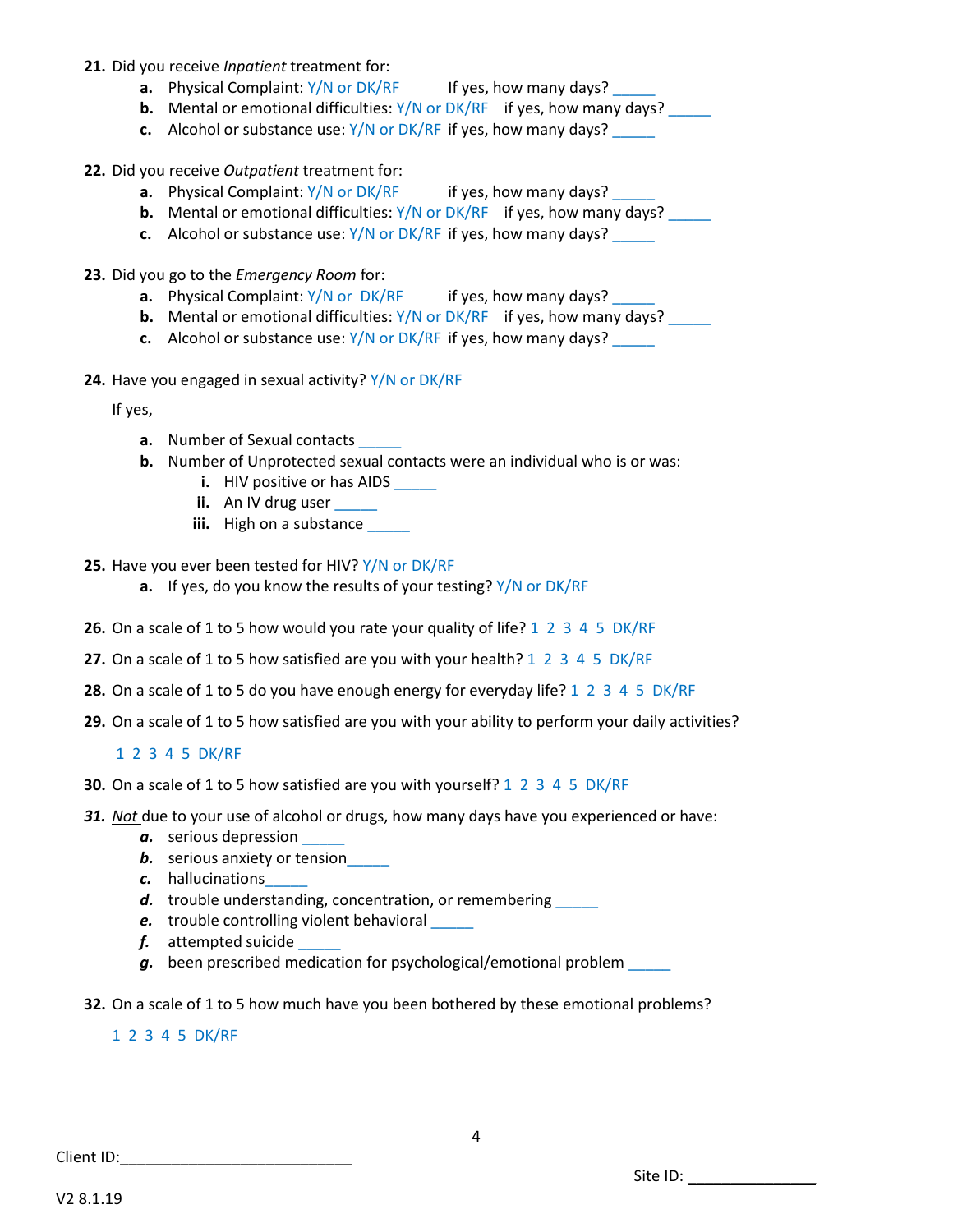**21.** Did you receive *Inpatient* treatment for:

- **a.** Physical Complaint: Y/N or DK/RF    If yes, how many days? _____
- **b.** Mental or emotional difficulties: Y/N or DK/RF    if yes, how many days? _____
- **c.** Alcohol or substance use: Y/N or DK/RF  if yes, how many days? _____

**22.** Did you receive *Outpatient* treatment for:

- **a.** Physical Complaint: Y/N or DK/RF    if yes, how many days? _____
- **b.** Mental or emotional difficulties: Y/N or DK/RF    if yes, how many days? _____
- **c.** Alcohol or substance use: Y/N or DK/RF  if yes, how many days? _____

**23.** Did you go to the *Emergency Room* for:

- **a.** Physical Complaint: Y/N or  DK/RF    if yes, how many days? _____
- **b.** Mental or emotional difficulties: Y/N or DK/RF    if yes, how many days? _____
- **c.** Alcohol or substance use: Y/N or DK/RF  if yes, how many days? _____

**24.** Have you engaged in sexual activity? Y/N or DK/RF

If yes,

- **a.** Number of Sexual contacts _____
- **b.** Number of Unprotected sexual contacts were an individual who is or was:
  - **i.** HIV positive or has AIDS _____
  - **ii.** An IV drug user _____
  - **iii.** High on a substance _____

**25.** Have you ever been tested for HIV? Y/N or DK/RF

- **a.** If yes, do you know the results of your testing? Y/N or DK/RF

**26.** On a scale of 1 to 5 how would you rate your quality of life? 1 2 3 4 5 DK/RF

**27.** On a scale of 1 to 5 how satisfied are you with your health? 1 2 3 4 5 DK/RF

**28.** On a scale of 1 to 5 do you have enough energy for everyday life? 1 2 3 4 5 DK/RF

**29.** On a scale of 1 to 5 how satisfied are you with your ability to perform your daily activities?

1 2 3 4 5 DK/RF

**30.** On a scale of 1 to 5 how satisfied are you with yourself? 1 2 3 4 5 DK/RF

***31.*** <u>*Not*</u> due to your use of alcohol or drugs, how many days have you experienced or have:

- ***a.*** serious depression _____
- ***b.*** serious anxiety or tension_____
- ***c.*** hallucinations_____
- ***d.*** trouble understanding, concentration, or remembering _____
- ***e.*** trouble controlling violent behavioral _____
- ***f.*** attempted suicide _____
- ***g.*** been prescribed medication for psychological/emotional problem _____

**32.** On a scale of 1 to 5 how much have you been bothered by these emotional problems?

1 2 3 4 5 DK/RF

Client ID:___________________________

Site ID: _______________

V2 8.1.19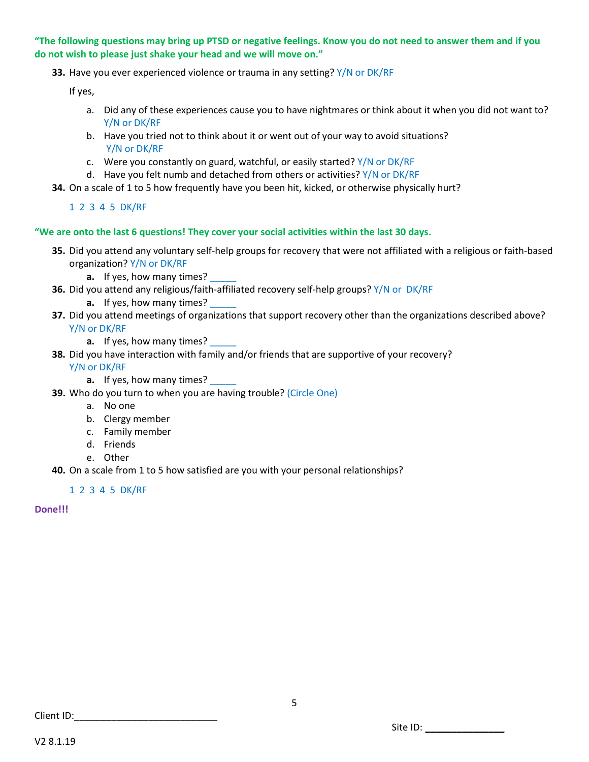**"The following questions may bring up PTSD or negative feelings. Know you do not need to answer them and if you do not wish to please just shake your head and we will move on."**

**33.** Have you ever experienced violence or trauma in any setting? Y/N or DK/RF

If yes,

a. Did any of these experiences cause you to have nightmares or think about it when you did not want to? Y/N or DK/RF
b. Have you tried not to think about it or went out of your way to avoid situations? Y/N or DK/RF
c. Were you constantly on guard, watchful, or easily started? Y/N or DK/RF
d. Have you felt numb and detached from others or activities? Y/N or DK/RF

**34.** On a scale of 1 to 5 how frequently have you been hit, kicked, or otherwise physically hurt?

1 2 3 4 5 DK/RF

**"We are onto the last 6 questions! They cover your social activities within the last 30 days.**

**35.** Did you attend any voluntary self-help groups for recovery that were not affiliated with a religious or faith-based organization? Y/N or DK/RF

**a.** If yes, how many times? _____

**36.** Did you attend any religious/faith-affiliated recovery self-help groups? Y/N or DK/RF

**a.** If yes, how many times? _____

**37.** Did you attend meetings of organizations that support recovery other than the organizations described above? Y/N or DK/RF

**a.** If yes, how many times? _____

**38.** Did you have interaction with family and/or friends that are supportive of your recovery? Y/N or DK/RF

**a.** If yes, how many times? _____

**39.** Who do you turn to when you are having trouble? (Circle One)

a. No one
b. Clergy member
c. Family member
d. Friends
e. Other

**40.** On a scale from 1 to 5 how satisfied are you with your personal relationships?

1 2 3 4 5 DK/RF

**Done!!!**

Client ID:___________________________

Site ID: _______________

V2 8.1.19